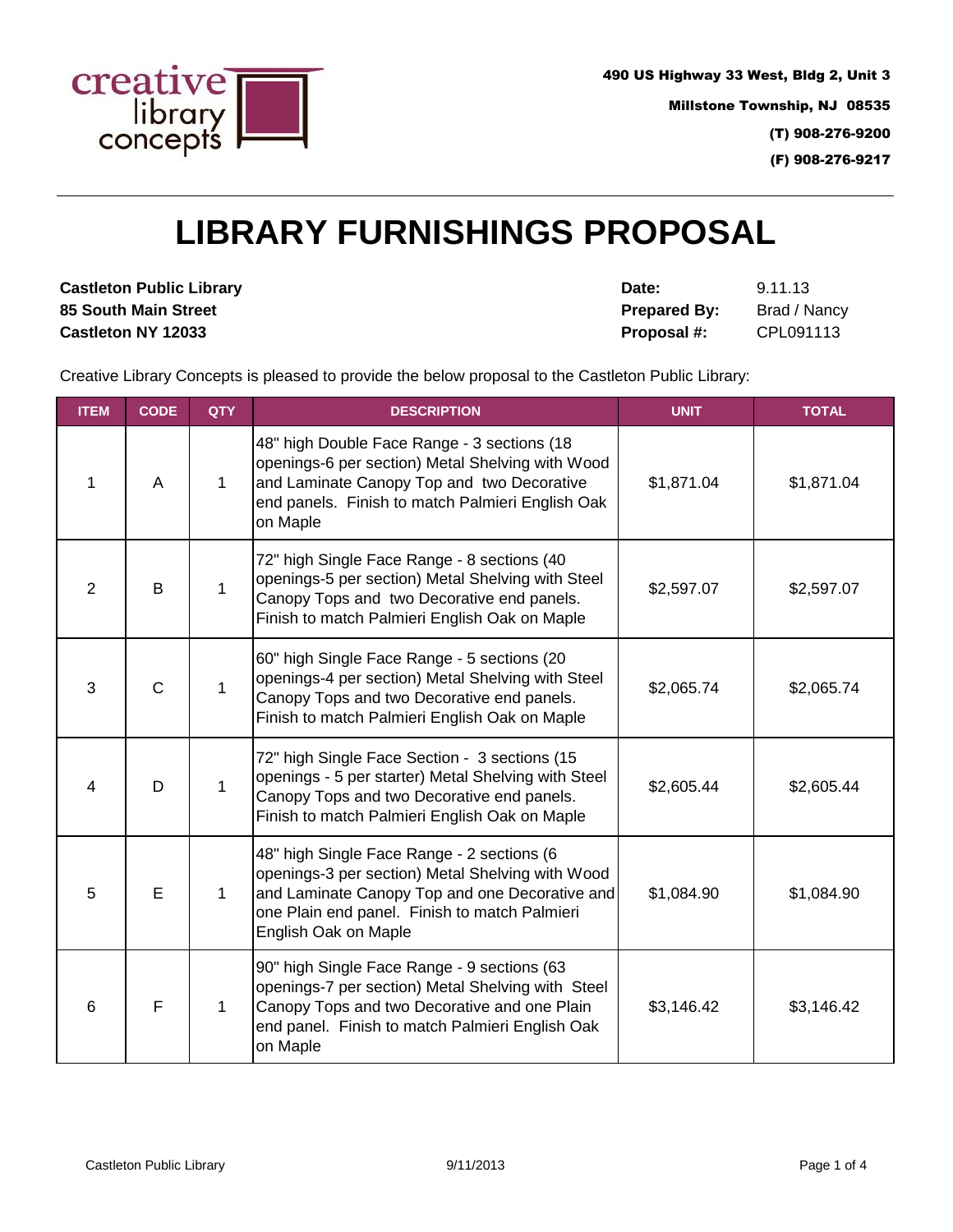creative library concepts

490 US Highway 33 West, Bldg 2, Unit 3
Millstone Township, NJ 08535
(T) 908-276-9200
(F) 908-276-9217

# LIBRARY FURNISHINGS PROPOSAL

**Castleton Public Library**
**85 South Main Street**
**Castleton NY 12033**

**Date:** 9.11.13
**Prepared By:** Brad / Nancy
**Proposal #:** CPL091113

Creative Library Concepts is pleased to provide the below proposal to the Castleton Public Library:

| ITEM | CODE | QTY | DESCRIPTION | UNIT | TOTAL |
|---|---|---|---|---|---|
| 1 | A | 1 | 48" high Double Face Range - 3 sections (18 openings-6 per section) Metal Shelving with Wood and Laminate Canopy Top and two Decorative end panels. Finish to match Palmieri English Oak on Maple | $1,871.04 | $1,871.04 |
| 2 | B | 1 | 72" high Single Face Range - 8 sections (40 openings-5 per section) Metal Shelving with Steel Canopy Tops and two Decorative end panels. Finish to match Palmieri English Oak on Maple | $2,597.07 | $2,597.07 |
| 3 | C | 1 | 60" high Single Face Range - 5 sections (20 openings-4 per section) Metal Shelving with Steel Canopy Tops and two Decorative end panels. Finish to match Palmieri English Oak on Maple | $2,065.74 | $2,065.74 |
| 4 | D | 1 | 72" high Single Face Section - 3 sections (15 openings - 5 per starter) Metal Shelving with Steel Canopy Tops and two Decorative end panels. Finish to match Palmieri English Oak on Maple | $2,605.44 | $2,605.44 |
| 5 | E | 1 | 48" high Single Face Range - 2 sections (6 openings-3 per section) Metal Shelving with Wood and Laminate Canopy Top and one Decorative and one Plain end panel. Finish to match Palmieri English Oak on Maple | $1,084.90 | $1,084.90 |
| 6 | F | 1 | 90" high Single Face Range - 9 sections (63 openings-7 per section) Metal Shelving with Steel Canopy Tops and two Decorative and one Plain end panel. Finish to match Palmieri English Oak on Maple | $3,146.42 | $3,146.42 |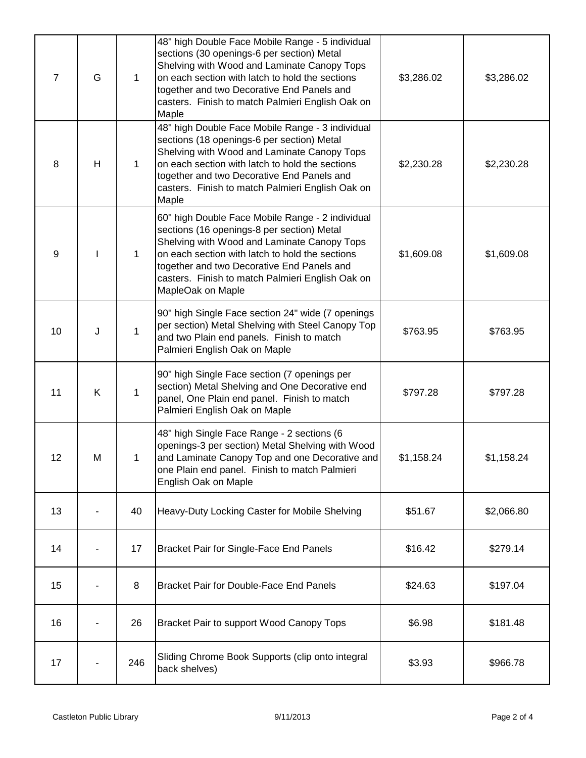| | | | | | |
|---|---|---|---|---|---|
| 7 | G | 1 | 48" high Double Face Mobile Range - 5 individual sections (30 openings-6 per section) Metal Shelving with Wood and Laminate Canopy Tops on each section with latch to hold the sections together and two Decorative End Panels and casters. Finish to match Palmieri English Oak on Maple | $3,286.02 | $3,286.02 |
| 8 | H | 1 | 48" high Double Face Mobile Range - 3 individual sections (18 openings-6 per section) Metal Shelving with Wood and Laminate Canopy Tops on each section with latch to hold the sections together and two Decorative End Panels and casters. Finish to match Palmieri English Oak on Maple | $2,230.28 | $2,230.28 |
| 9 | I | 1 | 60" high Double Face Mobile Range - 2 individual sections (16 openings-8 per section) Metal Shelving with Wood and Laminate Canopy Tops on each section with latch to hold the sections together and two Decorative End Panels and casters. Finish to match Palmieri English Oak on MapleOak on Maple | $1,609.08 | $1,609.08 |
| 10 | J | 1 | 90" high Single Face section 24" wide (7 openings per section) Metal Shelving with Steel Canopy Top and two Plain end panels. Finish to match Palmieri English Oak on Maple | $763.95 | $763.95 |
| 11 | K | 1 | 90" high Single Face section (7 openings per section) Metal Shelving and One Decorative end panel, One Plain end panel. Finish to match Palmieri English Oak on Maple | $797.28 | $797.28 |
| 12 | M | 1 | 48" high Single Face Range - 2 sections (6 openings-3 per section) Metal Shelving with Wood and Laminate Canopy Top and one Decorative and one Plain end panel. Finish to match Palmieri English Oak on Maple | $1,158.24 | $1,158.24 |
| 13 | - | 40 | Heavy-Duty Locking Caster for Mobile Shelving | $51.67 | $2,066.80 |
| 14 | - | 17 | Bracket Pair for Single-Face End Panels | $16.42 | $279.14 |
| 15 | - | 8 | Bracket Pair for Double-Face End Panels | $24.63 | $197.04 |
| 16 | - | 26 | Bracket Pair to support Wood Canopy Tops | $6.98 | $181.48 |
| 17 | - | 246 | Sliding Chrome Book Supports (clip onto integral back shelves) | $3.93 | $966.78 |

Castleton Public Library 9/11/2013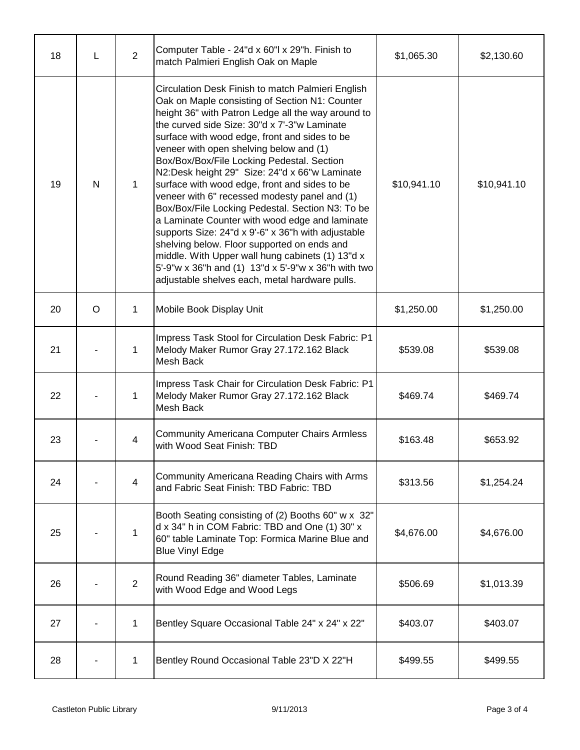| 18 | L | 2 | Computer Table - 24"d x 60"l x 29"h. Finish to match Palmieri English Oak on Maple | $1,065.30 | $2,130.60 |
|---|---|---|---|---|---|
| 19 | N | 1 | Circulation Desk Finish to match Palmieri English Oak on Maple consisting of Section N1: Counter height 36" with Patron Ledge all the way around to the curved side Size: 30"d x 7'-3"w Laminate surface with wood edge, front and sides to be veneer with open shelving below and (1) Box/Box/Box/File Locking Pedestal. Section N2:Desk height 29" Size: 24"d x 66"w Laminate surface with wood edge, front and sides to be veneer with 6" recessed modesty panel and (1) Box/Box/File Locking Pedestal. Section N3: To be a Laminate Counter with wood edge and laminate supports Size: 24"d x 9'-6" x 36"h with adjustable shelving below. Floor supported on ends and middle. With Upper wall hung cabinets (1) 13"d x 5'-9"w x 36"h and (1) 13"d x 5'-9"w x 36"h with two adjustable shelves each, metal hardware pulls. | $10,941.10 | $10,941.10 |
| 20 | O | 1 | Mobile Book Display Unit | $1,250.00 | $1,250.00 |
| 21 | - | 1 | Impress Task Stool for Circulation Desk Fabric: P1 Melody Maker Rumor Gray 27.172.162 Black Mesh Back | $539.08 | $539.08 |
| 22 | - | 1 | Impress Task Chair for Circulation Desk Fabric: P1 Melody Maker Rumor Gray 27.172.162 Black Mesh Back | $469.74 | $469.74 |
| 23 | - | 4 | Community Americana Computer Chairs Armless with Wood Seat Finish: TBD | $163.48 | $653.92 |
| 24 | - | 4 | Community Americana Reading Chairs with Arms and Fabric Seat Finish: TBD Fabric: TBD | $313.56 | $1,254.24 |
| 25 | - | 1 | Booth Seating consisting of (2) Booths 60" w x 32" d x 34" h in COM Fabric: TBD and One (1) 30" x 60" table Laminate Top: Formica Marine Blue and Blue Vinyl Edge | $4,676.00 | $4,676.00 |
| 26 | - | 2 | Round Reading 36" diameter Tables, Laminate with Wood Edge and Wood Legs | $506.69 | $1,013.39 |
| 27 | - | 1 | Bentley Square Occasional Table 24" x 24" x 22" | $403.07 | $403.07 |
| 28 | - | 1 | Bentley Round Occasional Table 23"D X 22"H | $499.55 | $499.55 |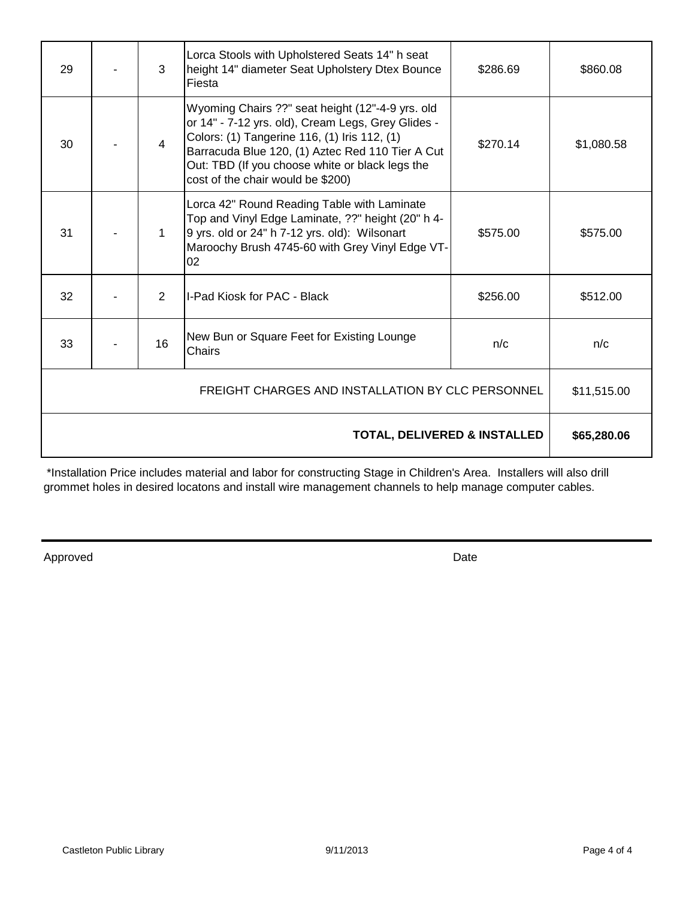| | | | | | |
|---|---|---|---|---|---|
| 29 | - | 3 | Lorca Stools with Upholstered Seats 14" h seat height 14" diameter Seat Upholstery Dtex Bounce Fiesta | $286.69 | $860.08 |
| 30 | - | 4 | Wyoming Chairs ??" seat height (12"-4-9 yrs. old or 14" - 7-12 yrs. old), Cream Legs, Grey Glides - Colors: (1) Tangerine 116, (1) Iris 112, (1) Barracuda Blue 120, (1) Aztec Red 110 Tier A Cut Out: TBD (If you choose white or black legs the cost of the chair would be $200) | $270.14 | $1,080.58 |
| 31 | - | 1 | Lorca 42" Round Reading Table with Laminate Top and Vinyl Edge Laminate, ??" height (20" h 4-9 yrs. old or 24" h 7-12 yrs. old): Wilsonart Maroochy Brush 4745-60 with Grey Vinyl Edge VT-02 | $575.00 | $575.00 |
| 32 | - | 2 | I-Pad Kiosk for PAC - Black | $256.00 | $512.00 |
| 33 | - | 16 | New Bun or Square Feet for Existing Lounge Chairs | n/c | n/c |
| FREIGHT CHARGES AND INSTALLATION BY CLC PERSONNEL | | | | | $11,515.00 |
| **TOTAL, DELIVERED & INSTALLED** | | | | | **$65,280.06** |

*Installation Price includes material and labor for constructing Stage in Children's Area. Installers will also drill grommet holes in desired locatons and install wire management channels to help manage computer cables.

Approved Date